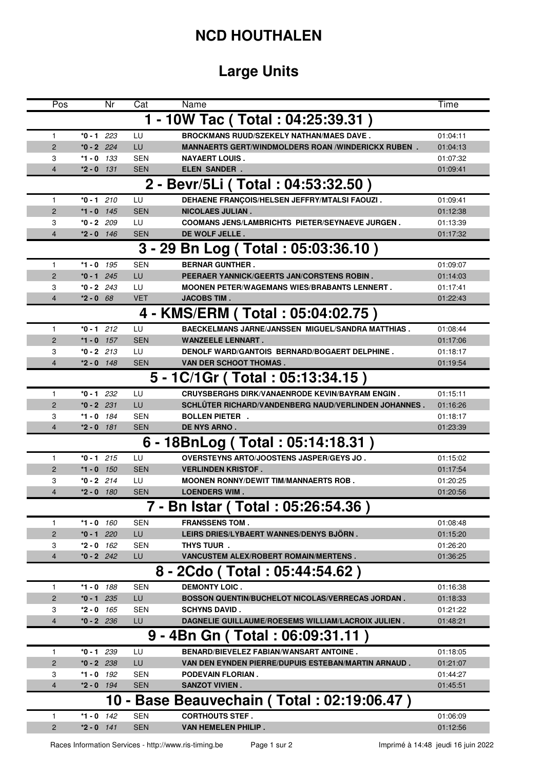# NCD HOUTHALEN

## Large Units

| Pos | Nr | Cat | Name | Time |
|---|---|---|---|---|
| **1 - 10W Tac ( Total : 04:25:39.31 )** | | | | |
| 1 | *0 - 1 223 | LU | BROCKMANS RUUD/SZEKELY NATHAN/MAES DAVE . | 01:04:11 |
| 2 | *0 - 2 224 | LU | MANNAERTS GERT/WINDMOLDERS ROAN /WINDERICKX RUBEN . | 01:04:13 |
| 3 | *1 - 0 133 | SEN | NAYAERT LOUIS . | 01:07:32 |
| 4 | *2 - 0 131 | SEN | ELEN SANDER . | 01:09:41 |
| **2 - Bevr/5Li ( Total : 04:53:32.50 )** | | | | |
| 1 | *0 - 1 210 | LU | DEHAENE FRANÇOIS/HELSEN JEFFRY/MTALSI FAOUZI . | 01:09:41 |
| 2 | *1 - 0 145 | SEN | NICOLAES JULIAN . | 01:12:38 |
| 3 | *0 - 2 209 | LU | COOMANS JENS/LAMBRICHTS PIETER/SEYNAEVE JURGEN . | 01:13:39 |
| 4 | *2 - 0 146 | SEN | DE WOLF JELLE . | 01:17:32 |
| **3 - 29 Bn Log ( Total : 05:03:36.10 )** | | | | |
| 1 | *1 - 0 195 | SEN | BERNAR GUNTHER . | 01:09:07 |
| 2 | *0 - 1 245 | LU | PEERAER YANNICK/GEERTS JAN/CORSTENS ROBIN . | 01:14:03 |
| 3 | *0 - 2 243 | LU | MOONEN PETER/WAGEMANS WIES/BRABANTS LENNERT . | 01:17:41 |
| 4 | *2 - 0 68 | VET | JACOBS TIM . | 01:22:43 |
| **4 - KMS/ERM ( Total : 05:04:02.75 )** | | | | |
| 1 | *0 - 1 212 | LU | BAECKELMANS JARNE/JANSSEN MIGUEL/SANDRA MATTHIAS . | 01:08:44 |
| 2 | *1 - 0 157 | SEN | WANZEELE LENNART . | 01:17:06 |
| 3 | *0 - 2 213 | LU | DENOLF WARD/GANTOIS BERNARD/BOGAERT DELPHINE . | 01:18:17 |
| 4 | *2 - 0 148 | SEN | VAN DER SCHOOT THOMAS . | 01:19:54 |
| **5 - 1C/1Gr ( Total : 05:13:34.15 )** | | | | |
| 1 | *0 - 1 232 | LU | CRUYSBERGHS DIRK/VANAENRODE KEVIN/BAYRAM ENGIN . | 01:15:11 |
| 2 | *0 - 2 231 | LU | SCHLÜTER RICHARD/VANDENBERG NAUD/VERLINDEN JOHANNES . | 01:16:26 |
| 3 | *1 - 0 184 | SEN | BOLLEN PIETER . | 01:18:17 |
| 4 | *2 - 0 181 | SEN | DE NYS ARNO . | 01:23:39 |
| **6 - 18BnLog ( Total : 05:14:18.31 )** | | | | |
| 1 | *0 - 1 215 | LU | OVERSTEYNS ARTO/JOOSTENS JASPER/GEYS JO . | 01:15:02 |
| 2 | *1 - 0 150 | SEN | VERLINDEN KRISTOF . | 01:17:54 |
| 3 | *0 - 2 214 | LU | MOONEN RONNY/DEWIT TIM/MANNAERTS ROB . | 01:20:25 |
| 4 | *2 - 0 180 | SEN | LOENDERS WIM . | 01:20:56 |
| **7 - Bn Istar ( Total : 05:26:54.36 )** | | | | |
| 1 | *1 - 0 160 | SEN | FRANSSENS TOM . | 01:08:48 |
| 2 | *0 - 1 220 | LU | LEIRS DRIES/LYBAERT WANNES/DENYS BJÖRN . | 01:15:20 |
| 3 | *2 - 0 162 | SEN | THYS TUUR . | 01:26:20 |
| 4 | *0 - 2 242 | LU | VANCUSTEM ALEX/ROBERT ROMAIN/MERTENS . | 01:36:25 |
| **8 - 2Cdo ( Total : 05:44:54.62 )** | | | | |
| 1 | *1 - 0 188 | SEN | DEMONTY LOIC . | 01:16:38 |
| 2 | *0 - 1 235 | LU | BOSSON QUENTIN/BUCHELOT NICOLAS/VERRECAS JORDAN . | 01:18:33 |
| 3 | *2 - 0 165 | SEN | SCHYNS DAVID . | 01:21:22 |
| 4 | *0 - 2 236 | LU | DAGNELIE GUILLAUME/ROESEMS WILLIAM/LACROIX JULIEN . | 01:48:21 |
| **9 - 4Bn Gn ( Total : 06:09:31.11 )** | | | | |
| 1 | *0 - 1 239 | LU | BENARD/BIEVELEZ FABIAN/WANSART ANTOINE . | 01:18:05 |
| 2 | *0 - 2 238 | LU | VAN DEN EYNDEN PIERRE/DUPUIS ESTEBAN/MARTIN ARNAUD . | 01:21:07 |
| 3 | *1 - 0 192 | SEN | PODEVAIN FLORIAN . | 01:44:27 |
| 4 | *2 - 0 194 | SEN | SANZOT VIVIEN . | 01:45:51 |
| **10 - Base Beauvechain ( Total : 02:19:06.47 )** | | | | |
| 1 | *1 - 0 142 | SEN | CORTHOUTS STEF . | 01:06:09 |
| 2 | *2 - 0 141 | SEN | VAN HEMELEN PHILIP . | 01:12:56 |

Races Information Services - http://www.ris-timing.be    Imprimé à 14:48 jeudi 16 juin 2022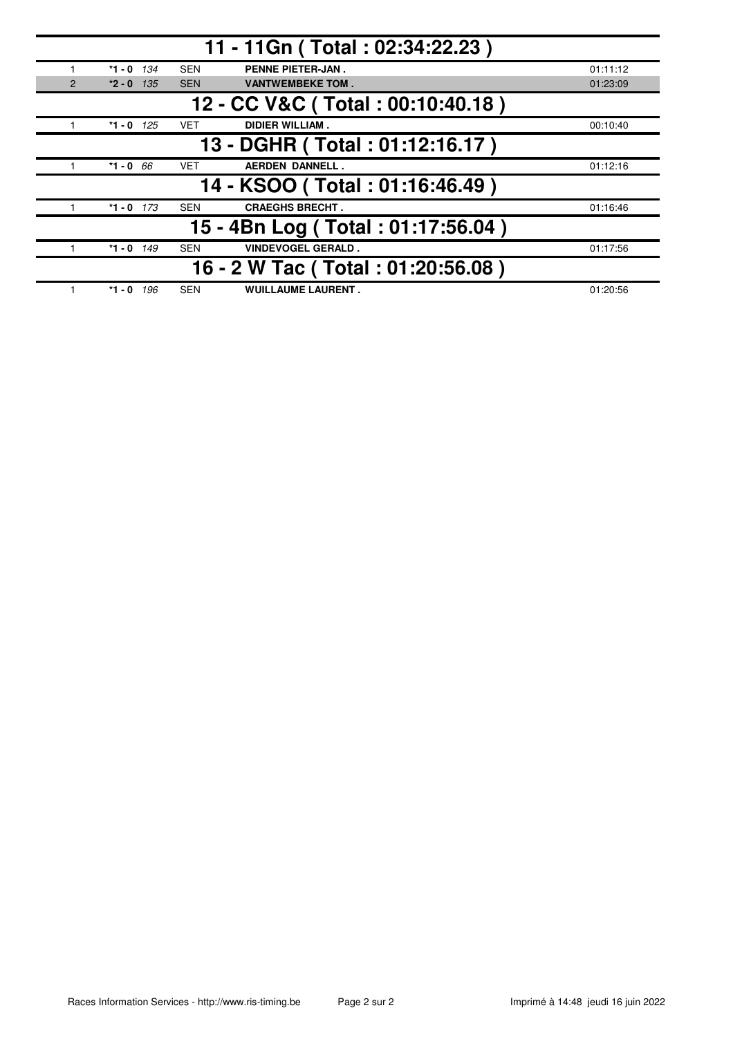## 11 - 11Gn ( Total : 02:34:22.23 )

| | | | | | |
|---|---|---|---|---|---|
| 1 | *1 - 0 | *134* | SEN | **PENNE PIETER-JAN .** | 01:11:12 |
| 2 | *2 - 0 | *135* | SEN | **VANTWEMBEKE TOM .** | 01:23:09 |

## 12 - CC V&C ( Total : 00:10:40.18 )

| | | | | | |
|---|---|---|---|---|---|
| 1 | *1 - 0 | *125* | VET | **DIDIER WILLIAM .** | 00:10:40 |

## 13 - DGHR ( Total : 01:12:16.17 )

| | | | | | |
|---|---|---|---|---|---|
| 1 | *1 - 0 | *66* | VET | **AERDEN DANNELL .** | 01:12:16 |

## 14 - KSOO ( Total : 01:16:46.49 )

| | | | | | |
|---|---|---|---|---|---|
| 1 | *1 - 0 | *173* | SEN | **CRAEGHS BRECHT .** | 01:16:46 |

## 15 - 4Bn Log ( Total : 01:17:56.04 )

| | | | | | |
|---|---|---|---|---|---|
| 1 | *1 - 0 | *149* | SEN | **VINDEVOGEL GERALD .** | 01:17:56 |

## 16 - 2 W Tac ( Total : 01:20:56.08 )

| | | | | | |
|---|---|---|---|---|---|
| 1 | *1 - 0 | *196* | SEN | **WUILLAUME LAURENT .** | 01:20:56 |

Races Information Services - http://www.ris-timing.be

Imprimé à 14:48 jeudi 16 juin 2022